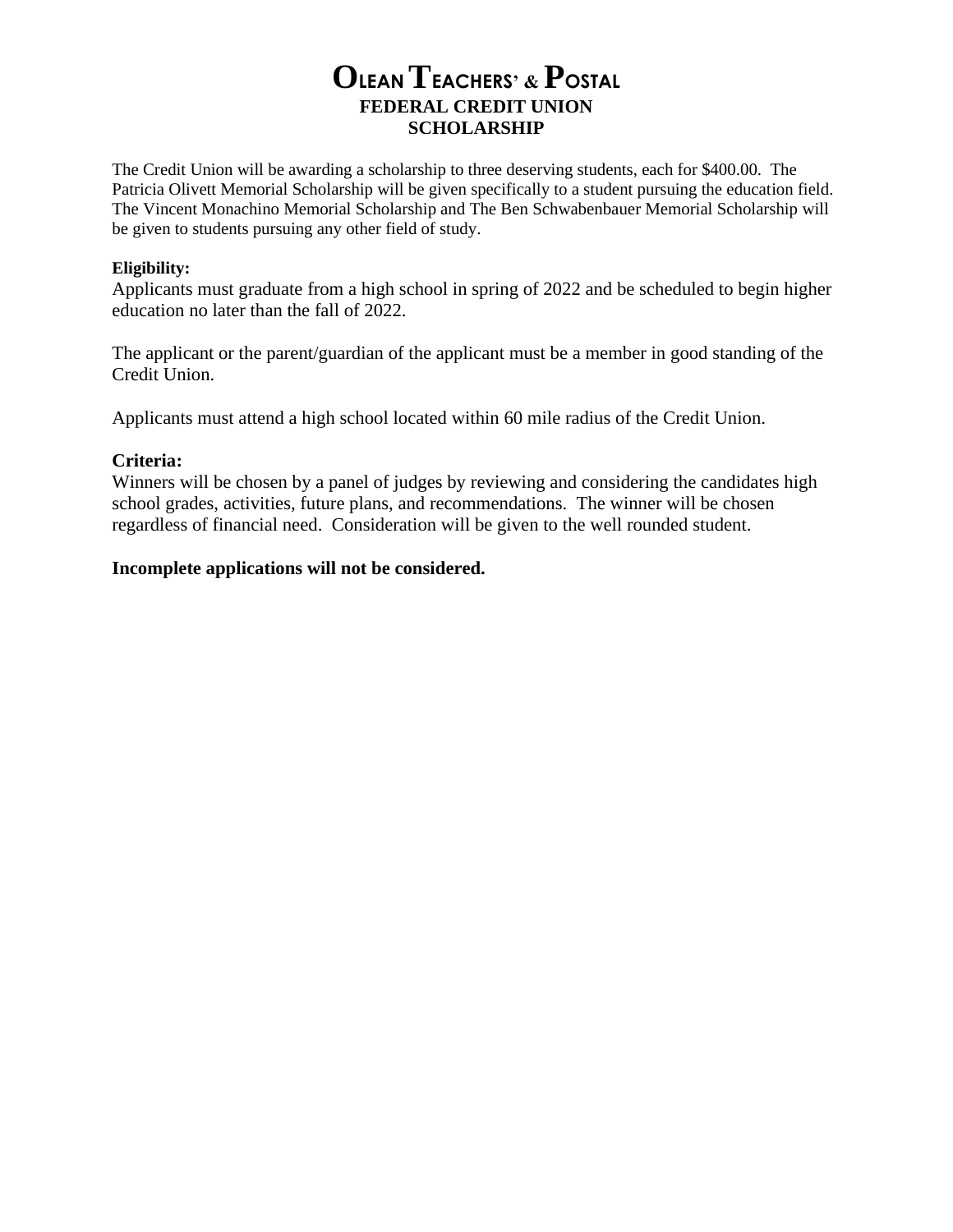# OLEAN TEACHERS' & POSTAL
## FEDERAL CREDIT UNION
## SCHOLARSHIP

The Credit Union will be awarding a scholarship to three deserving students, each for $400.00. The Patricia Olivett Memorial Scholarship will be given specifically to a student pursuing the education field. The Vincent Monachino Memorial Scholarship and The Ben Schwabenbauer Memorial Scholarship will be given to students pursuing any other field of study.

**Eligibility:**

Applicants must graduate from a high school in spring of 2022 and be scheduled to begin higher education no later than the fall of 2022.

The applicant or the parent/guardian of the applicant must be a member in good standing of the Credit Union.

Applicants must attend a high school located within 60 mile radius of the Credit Union.

**Criteria:**

Winners will be chosen by a panel of judges by reviewing and considering the candidates high school grades, activities, future plans, and recommendations. The winner will be chosen regardless of financial need. Consideration will be given to the well rounded student.

**Incomplete applications will not be considered.**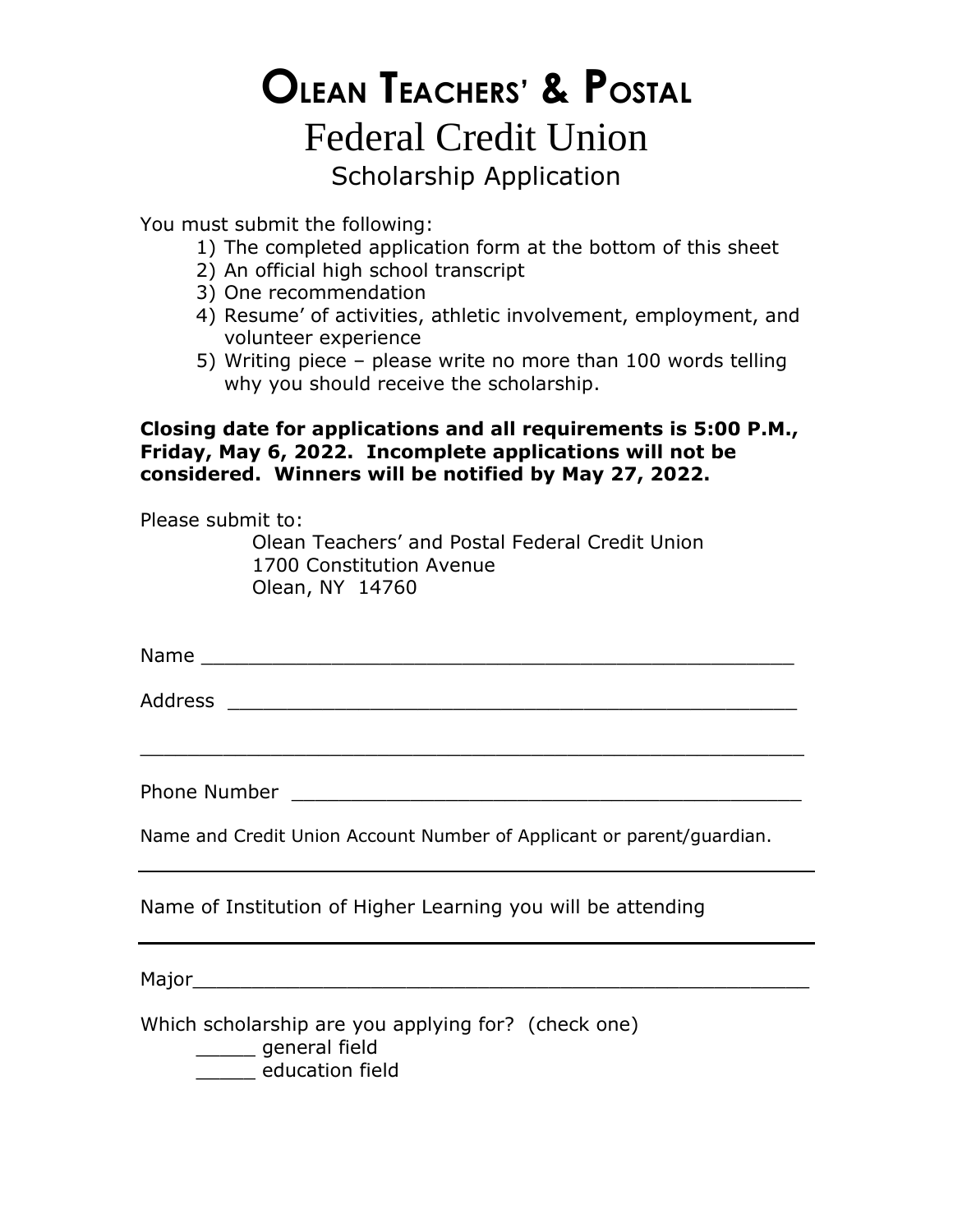# OLEAN TEACHERS' & POSTAL

## Federal Credit Union

### Scholarship Application

You must submit the following:

1) The completed application form at the bottom of this sheet
2) An official high school transcript
3) One recommendation
4) Resume' of activities, athletic involvement, employment, and volunteer experience
5) Writing piece – please write no more than 100 words telling why you should receive the scholarship.

**Closing date for applications and all requirements is 5:00 P.M., Friday, May 6, 2022. Incomplete applications will not be considered. Winners will be notified by May 27, 2022.**

Please submit to:

Olean Teachers' and Postal Federal Credit Union
1700 Constitution Avenue
Olean, NY 14760

Name ___________________________________________________

Address ________________________________________________

________________________________________________________

Phone Number ___________________________________________

Name and Credit Union Account Number of Applicant or parent/guardian.

________________________________________________________

Name of Institution of Higher Learning you will be attending

________________________________________________________

Major___________________________________________________

Which scholarship are you applying for? (check one)

_____ general field
_____ education field